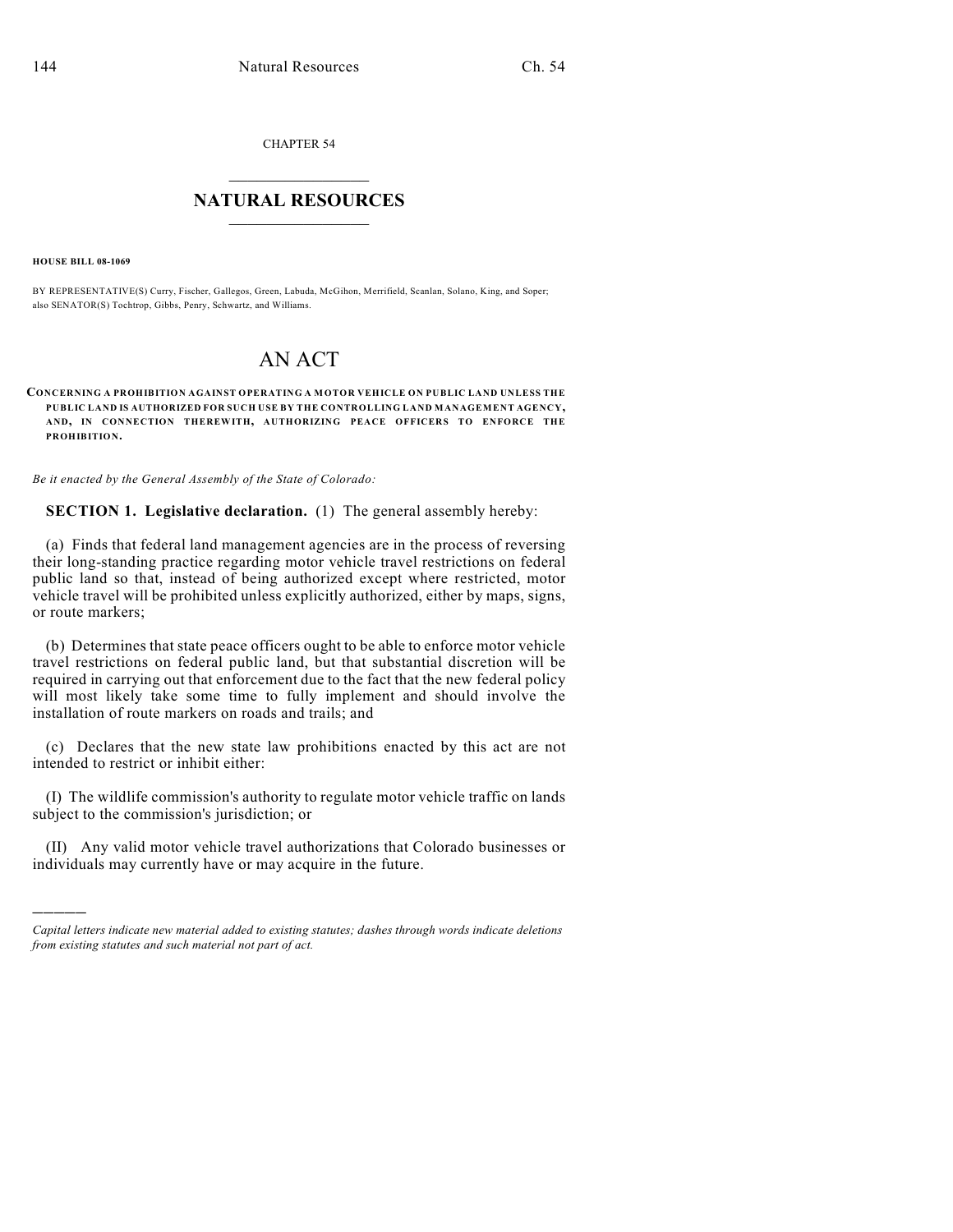CHAPTER 54

## NATURAL RESOURCES

**HOUSE BILL 08-1069**

BY REPRESENTATIVE(S) Curry, Fischer, Gallegos, Green, Labuda, McGihon, Merrifield, Scanlan, Solano, King, and Soper; also SENATOR(S) Tochtrop, Gibbs, Penry, Schwartz, and Williams.

# AN ACT

**CONCERNING A PROHIBITION AGAINST OPERATING A MOTOR VEHICLE ON PUBLIC LAND UNLESS THE PUBLIC LAND IS AUTHORIZED FOR SUCH USE BY THE CONTROLLING LAND MANAGEMENT AGENCY, AND, IN CONNECTION THEREWITH, AUTHORIZING PEACE OFFICERS TO ENFORCE THE PROHIBITION.**

*Be it enacted by the General Assembly of the State of Colorado:*

**SECTION 1. Legislative declaration.** (1) The general assembly hereby:

(a) Finds that federal land management agencies are in the process of reversing their long-standing practice regarding motor vehicle travel restrictions on federal public land so that, instead of being authorized except where restricted, motor vehicle travel will be prohibited unless explicitly authorized, either by maps, signs, or route markers;

(b) Determines that state peace officers ought to be able to enforce motor vehicle travel restrictions on federal public land, but that substantial discretion will be required in carrying out that enforcement due to the fact that the new federal policy will most likely take some time to fully implement and should involve the installation of route markers on roads and trails; and

(c) Declares that the new state law prohibitions enacted by this act are not intended to restrict or inhibit either:

(I) The wildlife commission's authority to regulate motor vehicle traffic on lands subject to the commission's jurisdiction; or

(II) Any valid motor vehicle travel authorizations that Colorado businesses or individuals may currently have or may acquire in the future.

---

*Capital letters indicate new material added to existing statutes; dashes through words indicate deletions from existing statutes and such material not part of act.*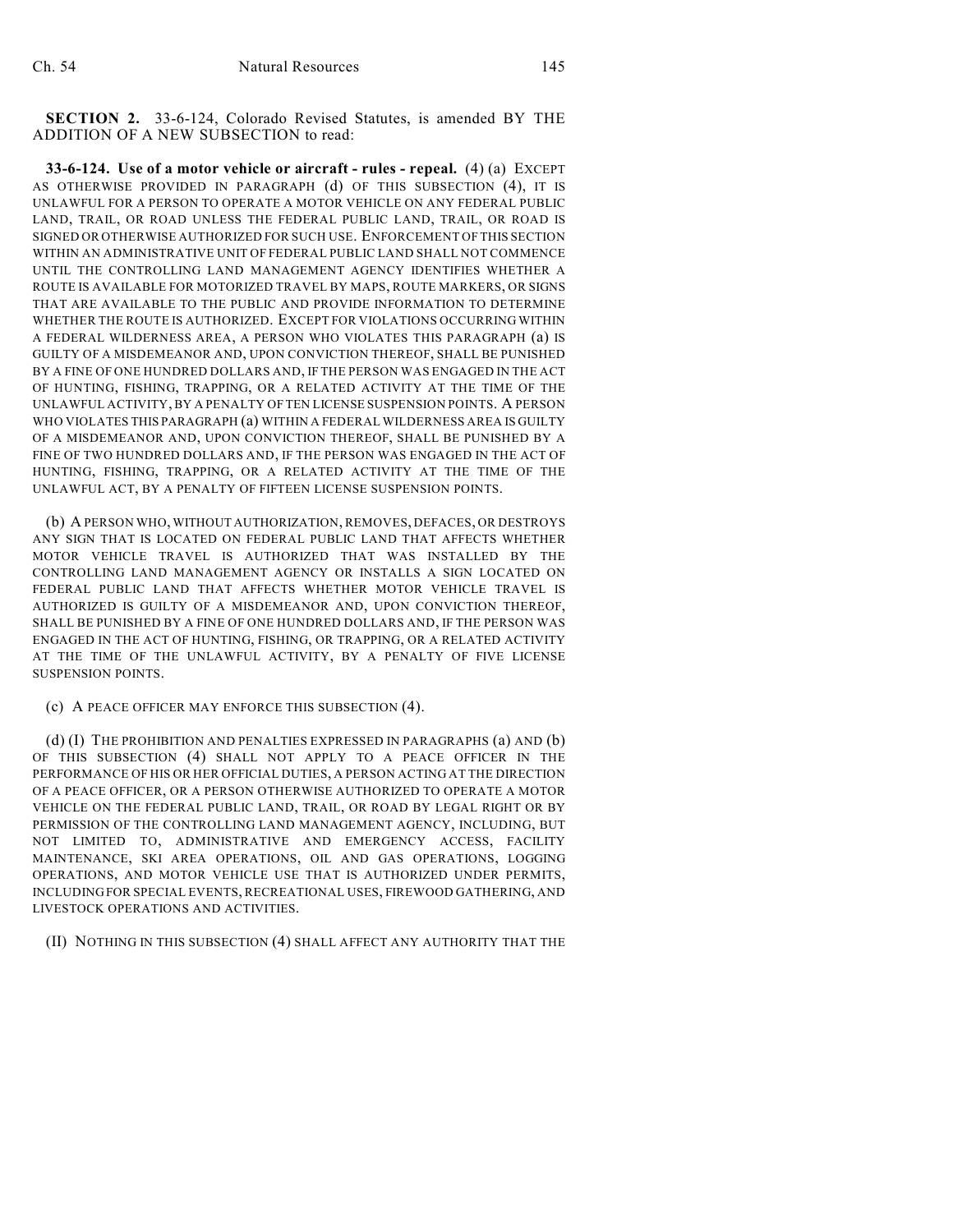**SECTION 2.** 33-6-124, Colorado Revised Statutes, is amended BY THE ADDITION OF A NEW SUBSECTION to read:

**33-6-124. Use of a motor vehicle or aircraft - rules - repeal.** (4) (a) EXCEPT AS OTHERWISE PROVIDED IN PARAGRAPH (d) OF THIS SUBSECTION (4), IT IS UNLAWFUL FOR A PERSON TO OPERATE A MOTOR VEHICLE ON ANY FEDERAL PUBLIC LAND, TRAIL, OR ROAD UNLESS THE FEDERAL PUBLIC LAND, TRAIL, OR ROAD IS SIGNED OR OTHERWISE AUTHORIZED FOR SUCH USE. ENFORCEMENT OF THIS SECTION WITHIN AN ADMINISTRATIVE UNIT OF FEDERAL PUBLIC LAND SHALL NOT COMMENCE UNTIL THE CONTROLLING LAND MANAGEMENT AGENCY IDENTIFIES WHETHER A ROUTE IS AVAILABLE FOR MOTORIZED TRAVEL BY MAPS, ROUTE MARKERS, OR SIGNS THAT ARE AVAILABLE TO THE PUBLIC AND PROVIDE INFORMATION TO DETERMINE WHETHER THE ROUTE IS AUTHORIZED. EXCEPT FOR VIOLATIONS OCCURRING WITHIN A FEDERAL WILDERNESS AREA, A PERSON WHO VIOLATES THIS PARAGRAPH (a) IS GUILTY OF A MISDEMEANOR AND, UPON CONVICTION THEREOF, SHALL BE PUNISHED BY A FINE OF ONE HUNDRED DOLLARS AND, IF THE PERSON WAS ENGAGED IN THE ACT OF HUNTING, FISHING, TRAPPING, OR A RELATED ACTIVITY AT THE TIME OF THE UNLAWFUL ACTIVITY, BY A PENALTY OF TEN LICENSE SUSPENSION POINTS. A PERSON WHO VIOLATES THIS PARAGRAPH (a) WITHIN A FEDERAL WILDERNESS AREA IS GUILTY OF A MISDEMEANOR AND, UPON CONVICTION THEREOF, SHALL BE PUNISHED BY A FINE OF TWO HUNDRED DOLLARS AND, IF THE PERSON WAS ENGAGED IN THE ACT OF HUNTING, FISHING, TRAPPING, OR A RELATED ACTIVITY AT THE TIME OF THE UNLAWFUL ACT, BY A PENALTY OF FIFTEEN LICENSE SUSPENSION POINTS.

(b) A PERSON WHO, WITHOUT AUTHORIZATION, REMOVES, DEFACES, OR DESTROYS ANY SIGN THAT IS LOCATED ON FEDERAL PUBLIC LAND THAT AFFECTS WHETHER MOTOR VEHICLE TRAVEL IS AUTHORIZED THAT WAS INSTALLED BY THE CONTROLLING LAND MANAGEMENT AGENCY OR INSTALLS A SIGN LOCATED ON FEDERAL PUBLIC LAND THAT AFFECTS WHETHER MOTOR VEHICLE TRAVEL IS AUTHORIZED IS GUILTY OF A MISDEMEANOR AND, UPON CONVICTION THEREOF, SHALL BE PUNISHED BY A FINE OF ONE HUNDRED DOLLARS AND, IF THE PERSON WAS ENGAGED IN THE ACT OF HUNTING, FISHING, OR TRAPPING, OR A RELATED ACTIVITY AT THE TIME OF THE UNLAWFUL ACTIVITY, BY A PENALTY OF FIVE LICENSE SUSPENSION POINTS.

(c) A PEACE OFFICER MAY ENFORCE THIS SUBSECTION (4).

(d) (I) THE PROHIBITION AND PENALTIES EXPRESSED IN PARAGRAPHS (a) AND (b) OF THIS SUBSECTION (4) SHALL NOT APPLY TO A PEACE OFFICER IN THE PERFORMANCE OF HIS OR HER OFFICIAL DUTIES, A PERSON ACTING AT THE DIRECTION OF A PEACE OFFICER, OR A PERSON OTHERWISE AUTHORIZED TO OPERATE A MOTOR VEHICLE ON THE FEDERAL PUBLIC LAND, TRAIL, OR ROAD BY LEGAL RIGHT OR BY PERMISSION OF THE CONTROLLING LAND MANAGEMENT AGENCY, INCLUDING, BUT NOT LIMITED TO, ADMINISTRATIVE AND EMERGENCY ACCESS, FACILITY MAINTENANCE, SKI AREA OPERATIONS, OIL AND GAS OPERATIONS, LOGGING OPERATIONS, AND MOTOR VEHICLE USE THAT IS AUTHORIZED UNDER PERMITS, INCLUDING FOR SPECIAL EVENTS, RECREATIONAL USES, FIREWOOD GATHERING, AND LIVESTOCK OPERATIONS AND ACTIVITIES.

(II) NOTHING IN THIS SUBSECTION (4) SHALL AFFECT ANY AUTHORITY THAT THE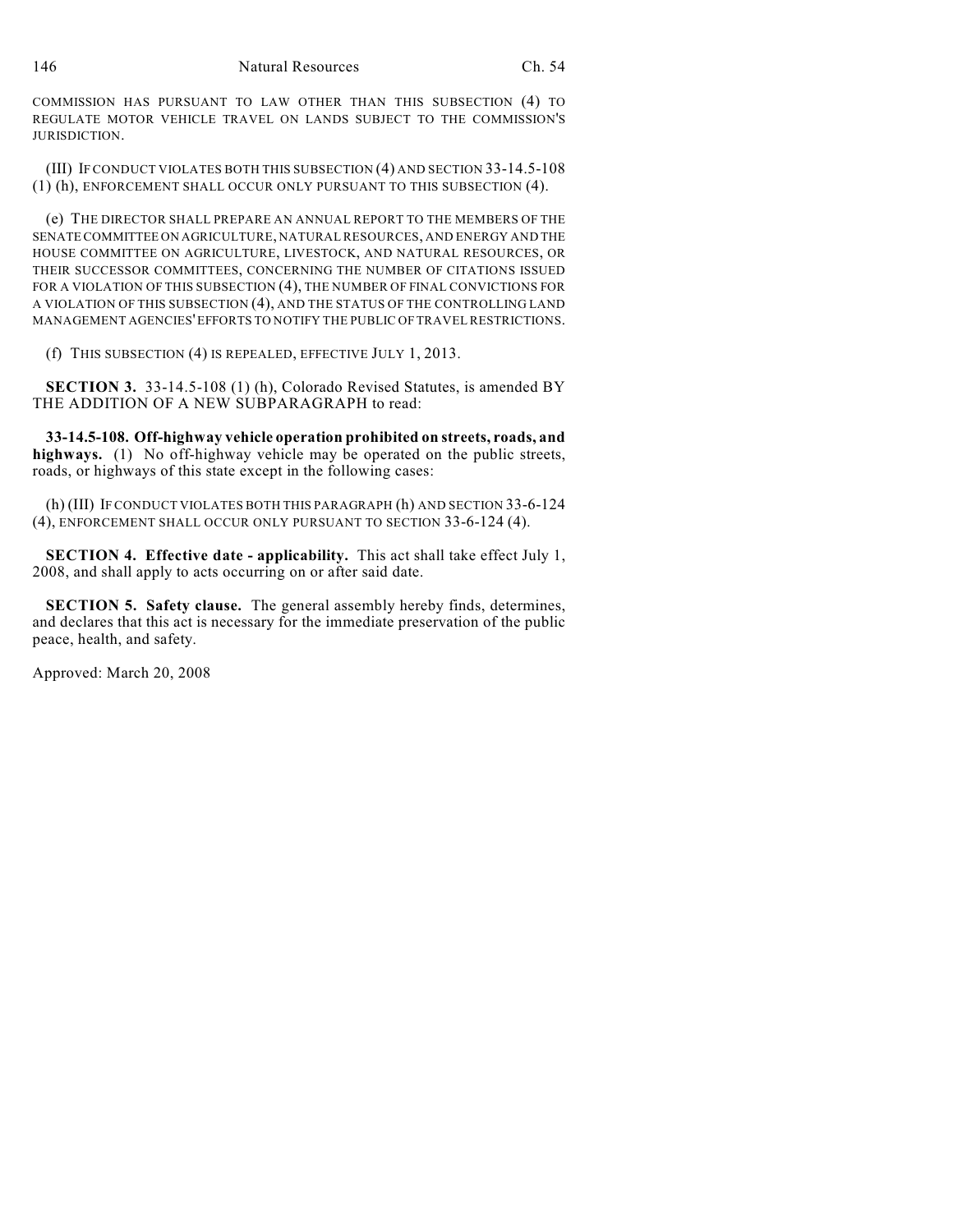COMMISSION HAS PURSUANT TO LAW OTHER THAN THIS SUBSECTION (4) TO REGULATE MOTOR VEHICLE TRAVEL ON LANDS SUBJECT TO THE COMMISSION'S JURISDICTION.

(III) IF CONDUCT VIOLATES BOTH THIS SUBSECTION (4) AND SECTION 33-14.5-108 (1) (h), ENFORCEMENT SHALL OCCUR ONLY PURSUANT TO THIS SUBSECTION (4).

(e) THE DIRECTOR SHALL PREPARE AN ANNUAL REPORT TO THE MEMBERS OF THE SENATE COMMITTEE ON AGRICULTURE, NATURAL RESOURCES, AND ENERGY AND THE HOUSE COMMITTEE ON AGRICULTURE, LIVESTOCK, AND NATURAL RESOURCES, OR THEIR SUCCESSOR COMMITTEES, CONCERNING THE NUMBER OF CITATIONS ISSUED FOR A VIOLATION OF THIS SUBSECTION (4), THE NUMBER OF FINAL CONVICTIONS FOR A VIOLATION OF THIS SUBSECTION (4), AND THE STATUS OF THE CONTROLLING LAND MANAGEMENT AGENCIES' EFFORTS TO NOTIFY THE PUBLIC OF TRAVEL RESTRICTIONS.

(f) THIS SUBSECTION (4) IS REPEALED, EFFECTIVE JULY 1, 2013.

**SECTION 3.** 33-14.5-108 (1) (h), Colorado Revised Statutes, is amended BY THE ADDITION OF A NEW SUBPARAGRAPH to read:

**33-14.5-108. Off-highway vehicle operation prohibited on streets, roads, and highways.** (1) No off-highway vehicle may be operated on the public streets, roads, or highways of this state except in the following cases:

(h) (III) IF CONDUCT VIOLATES BOTH THIS PARAGRAPH (h) AND SECTION 33-6-124 (4), ENFORCEMENT SHALL OCCUR ONLY PURSUANT TO SECTION 33-6-124 (4).

**SECTION 4. Effective date - applicability.** This act shall take effect July 1, 2008, and shall apply to acts occurring on or after said date.

**SECTION 5. Safety clause.** The general assembly hereby finds, determines, and declares that this act is necessary for the immediate preservation of the public peace, health, and safety.

Approved: March 20, 2008